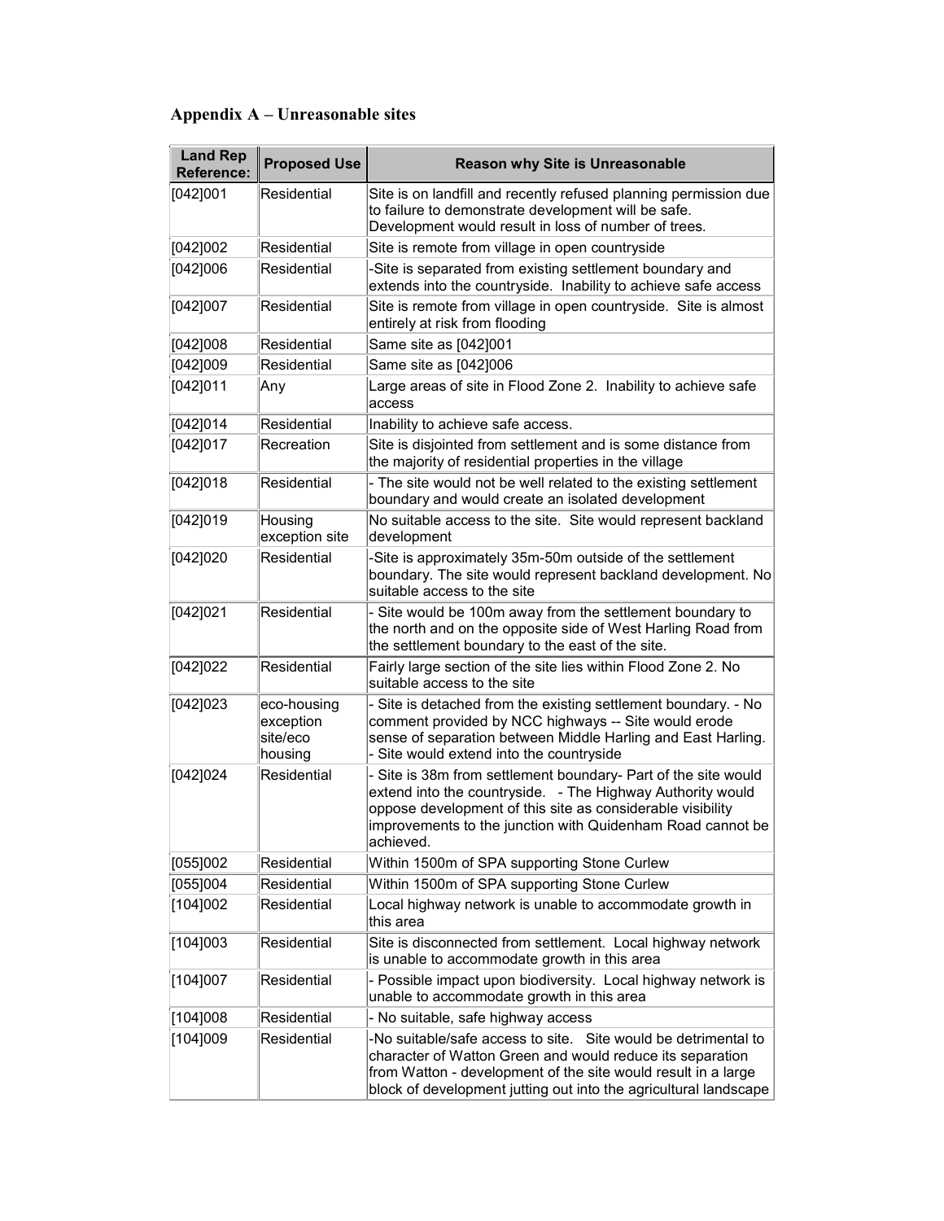## Appendix A – Unreasonable sites

| Land Rep Reference: | Proposed Use | Reason why Site is Unreasonable |
|---|---|---|
| [042]001 | Residential | Site is on landfill and recently refused planning permission due to failure to demonstrate development will be safe. Development would result in loss of number of trees. |
| [042]002 | Residential | Site is remote from village in open countryside |
| [042]006 | Residential | -Site is separated from existing settlement boundary and extends into the countryside. Inability to achieve safe access |
| [042]007 | Residential | Site is remote from village in open countryside. Site is almost entirely at risk from flooding |
| [042]008 | Residential | Same site as [042]001 |
| [042]009 | Residential | Same site as [042]006 |
| [042]011 | Any | Large areas of site in Flood Zone 2. Inability to achieve safe access |
| [042]014 | Residential | Inability to achieve safe access. |
| [042]017 | Recreation | Site is disjointed from settlement and is some distance from the majority of residential properties in the village |
| [042]018 | Residential | - The site would not be well related to the existing settlement boundary and would create an isolated development |
| [042]019 | Housing exception site | No suitable access to the site. Site would represent backland development |
| [042]020 | Residential | -Site is approximately 35m-50m outside of the settlement boundary. The site would represent backland development. No suitable access to the site |
| [042]021 | Residential | - Site would be 100m away from the settlement boundary to the north and on the opposite side of West Harling Road from the settlement boundary to the east of the site. |
| [042]022 | Residential | Fairly large section of the site lies within Flood Zone 2. No suitable access to the site |
| [042]023 | eco-housing exception site/eco housing | - Site is detached from the existing settlement boundary. - No comment provided by NCC highways -- Site would erode sense of separation between Middle Harling and East Harling. - Site would extend into the countryside |
| [042]024 | Residential | - Site is 38m from settlement boundary- Part of the site would extend into the countryside. - The Highway Authority would oppose development of this site as considerable visibility improvements to the junction with Quidenham Road cannot be achieved. |
| [055]002 | Residential | Within 1500m of SPA supporting Stone Curlew |
| [055]004 | Residential | Within 1500m of SPA supporting Stone Curlew |
| [104]002 | Residential | Local highway network is unable to accommodate growth in this area |
| [104]003 | Residential | Site is disconnected from settlement. Local highway network is unable to accommodate growth in this area |
| [104]007 | Residential | - Possible impact upon biodiversity. Local highway network is unable to accommodate growth in this area |
| [104]008 | Residential | - No suitable, safe highway access |
| [104]009 | Residential | -No suitable/safe access to site. Site would be detrimental to character of Watton Green and would reduce its separation from Watton - development of the site would result in a large block of development jutting out into the agricultural landscape |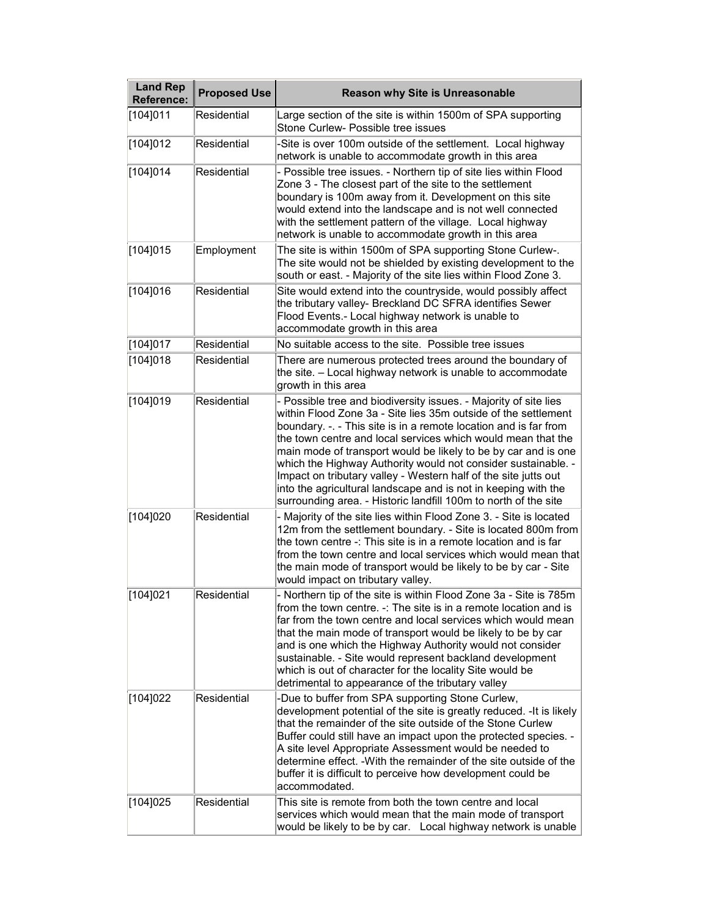| Land Rep Reference: | Proposed Use | Reason why Site is Unreasonable |
|---|---|---|
| [104]011 | Residential | Large section of the site is within 1500m of SPA supporting Stone Curlew- Possible tree issues |
| [104]012 | Residential | -Site is over 100m outside of the settlement. Local highway network is unable to accommodate growth in this area |
| [104]014 | Residential | - Possible tree issues. - Northern tip of site lies within Flood Zone 3 - The closest part of the site to the settlement boundary is 100m away from it. Development on this site would extend into the landscape and is not well connected with the settlement pattern of the village. Local highway network is unable to accommodate growth in this area |
| [104]015 | Employment | The site is within 1500m of SPA supporting Stone Curlew-. The site would not be shielded by existing development to the south or east. - Majority of the site lies within Flood Zone 3. |
| [104]016 | Residential | Site would extend into the countryside, would possibly affect the tributary valley- Breckland DC SFRA identifies Sewer Flood Events.- Local highway network is unable to accommodate growth in this area |
| [104]017 | Residential | No suitable access to the site. Possible tree issues |
| [104]018 | Residential | There are numerous protected trees around the boundary of the site. – Local highway network is unable to accommodate growth in this area |
| [104]019 | Residential | - Possible tree and biodiversity issues. - Majority of site lies within Flood Zone 3a - Site lies 35m outside of the settlement boundary. -. - This site is in a remote location and is far from the town centre and local services which would mean that the main mode of transport would be likely to be by car and is one which the Highway Authority would not consider sustainable. - Impact on tributary valley - Western half of the site juts out into the agricultural landscape and is not in keeping with the surrounding area. - Historic landfill 100m to north of the site |
| [104]020 | Residential | - Majority of the site lies within Flood Zone 3. - Site is located 12m from the settlement boundary. - Site is located 800m from the town centre -: This site is in a remote location and is far from the town centre and local services which would mean that the main mode of transport would be likely to be by car - Site would impact on tributary valley. |
| [104]021 | Residential | - Northern tip of the site is within Flood Zone 3a - Site is 785m from the town centre. -: The site is in a remote location and is far from the town centre and local services which would mean that the main mode of transport would be likely to be by car and is one which the Highway Authority would not consider sustainable. - Site would represent backland development which is out of character for the locality Site would be detrimental to appearance of the tributary valley |
| [104]022 | Residential | -Due to buffer from SPA supporting Stone Curlew, development potential of the site is greatly reduced. -It is likely that the remainder of the site outside of the Stone Curlew Buffer could still have an impact upon the protected species. - A site level Appropriate Assessment would be needed to determine effect. -With the remainder of the site outside of the buffer it is difficult to perceive how development could be accommodated. |
| [104]025 | Residential | This site is remote from both the town centre and local services which would mean that the main mode of transport would be likely to be by car. Local highway network is unable |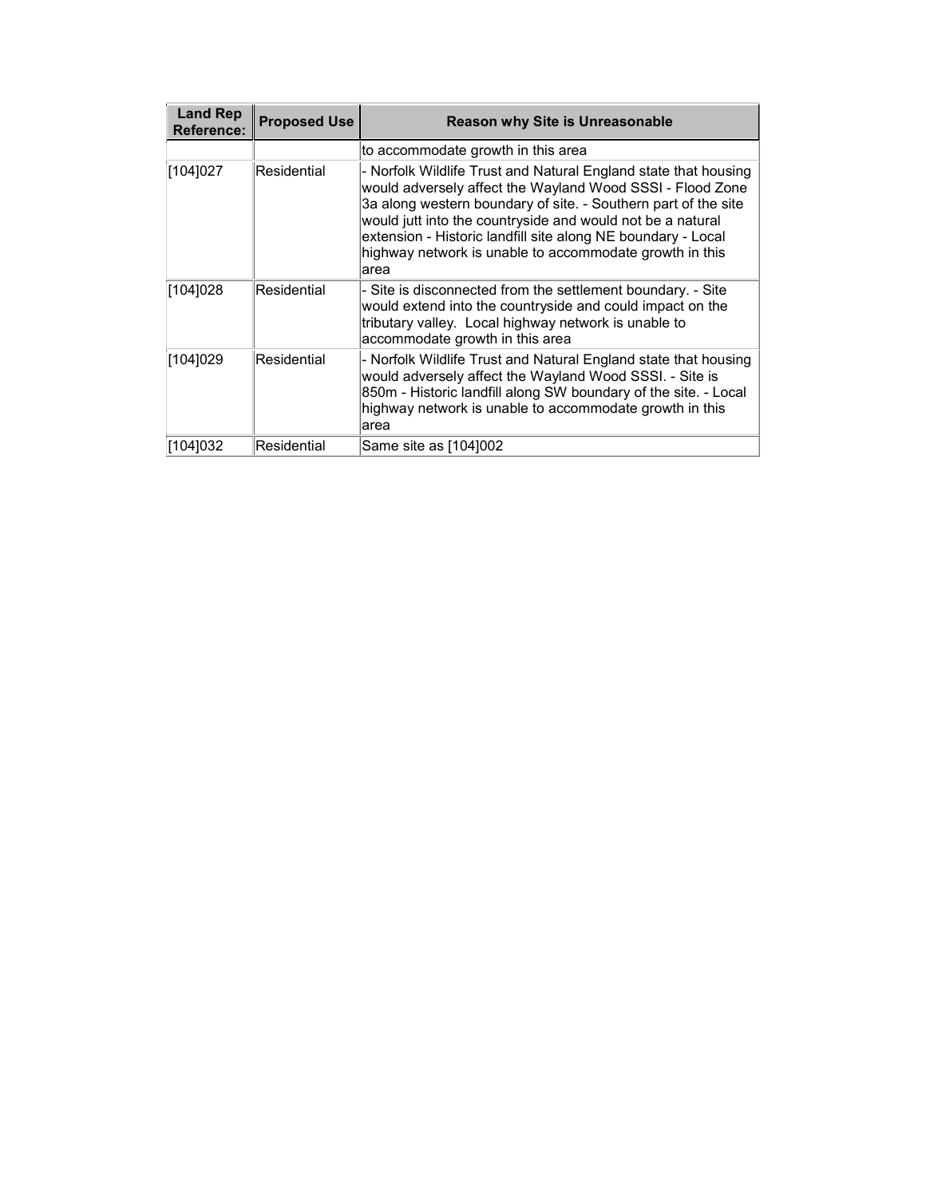| Land Rep Reference: | Proposed Use | Reason why Site is Unreasonable |
|---|---|---|
| | | to accommodate growth in this area |
| [104]027 | Residential | - Norfolk Wildlife Trust and Natural England state that housing would adversely affect the Wayland Wood SSSI - Flood Zone 3a along western boundary of site. - Southern part of the site would jutt into the countryside and would not be a natural extension - Historic landfill site along NE boundary - Local highway network is unable to accommodate growth in this area |
| [104]028 | Residential | - Site is disconnected from the settlement boundary. - Site would extend into the countryside and could impact on the tributary valley. Local highway network is unable to accommodate growth in this area |
| [104]029 | Residential | - Norfolk Wildlife Trust and Natural England state that housing would adversely affect the Wayland Wood SSSI. - Site is 850m - Historic landfill along SW boundary of the site. - Local highway network is unable to accommodate growth in this area |
| [104]032 | Residential | Same site as [104]002 |